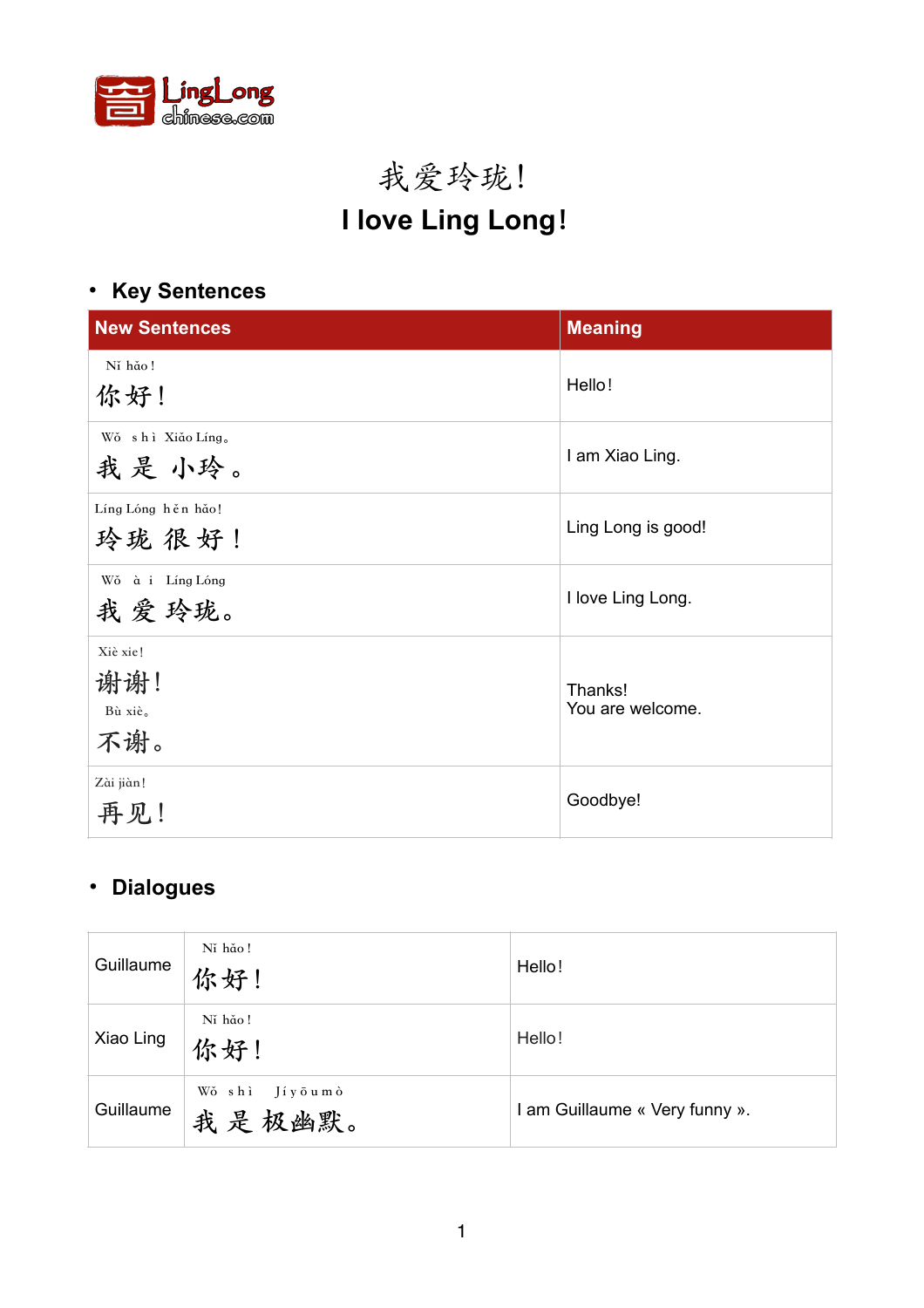# 我爱玲珑!

# I love Ling Long!

## Key Sentences

| New Sentences | Meaning |
|---|---|
| Nǐ hǎo!<br>你好! | Hello! |
| Wǒ shì Xiǎo Líng。<br>我 是 小玲。 | I am Xiao Ling. |
| Líng Lóng hěn hǎo!<br>玲珑 很 好! | Ling Long is good! |
| Wǒ ài Líng Lóng<br>我 爱 玲珑。 | I love Ling Long. |
| Xiè xie!<br>谢谢!<br>Bù xiè。<br>不谢。 | Thanks!<br>You are welcome. |
| Zài jiàn!<br>再见! | Goodbye! |

## Dialogues

| | | |
|---|---|---|
| Guillaume | Nǐ hǎo!<br>你好! | Hello! |
| Xiao Ling | Nǐ hǎo!<br>你好! | Hello! |
| Guillaume | Wǒ shì Jíyōumò<br>我 是 极幽默。 | I am Guillaume « Very funny ». |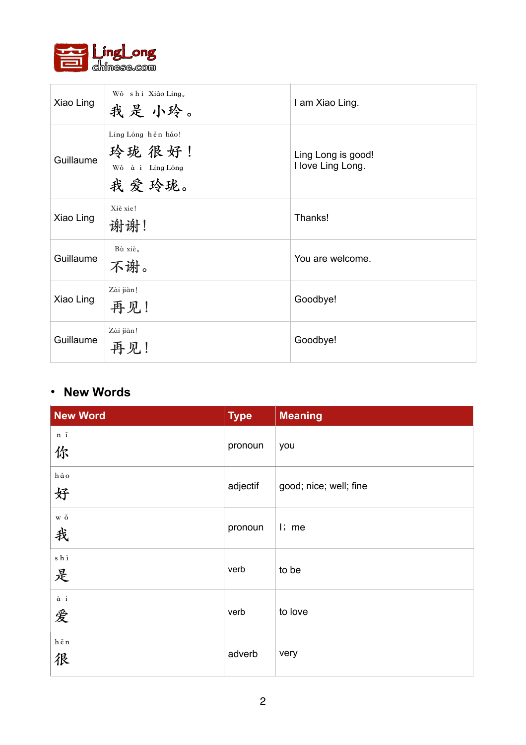| | | |
|---|---|---|
| Xiao Ling | Wǒ shì Xiǎo Líng。<br>我 是 小玲。 | I am Xiao Ling. |
| Guillaume | Líng Lóng hěn hǎo!<br>玲珑 很 好！<br>Wǒ ài Líng Lóng<br>我 爱 玲珑。 | Ling Long is good!<br>I love Ling Long. |
| Xiao Ling | Xiè xie!<br>谢谢！ | Thanks! |
| Guillaume | Bù xiè。<br>不谢。 | You are welcome. |
| Xiao Ling | Zài jiàn!<br>再见！ | Goodbye! |
| Guillaume | Zài jiàn!<br>再见！ | Goodbye! |

- **New Words**

| New Word | Type | Meaning |
|---|---|---|
| nǐ<br>你 | pronoun | you |
| hǎo<br>好 | adjectif | good; nice; well; fine |
| wǒ<br>我 | pronoun | I; me |
| shì<br>是 | verb | to be |
| ài<br>爱 | verb | to love |
| hěn<br>很 | adverb | very |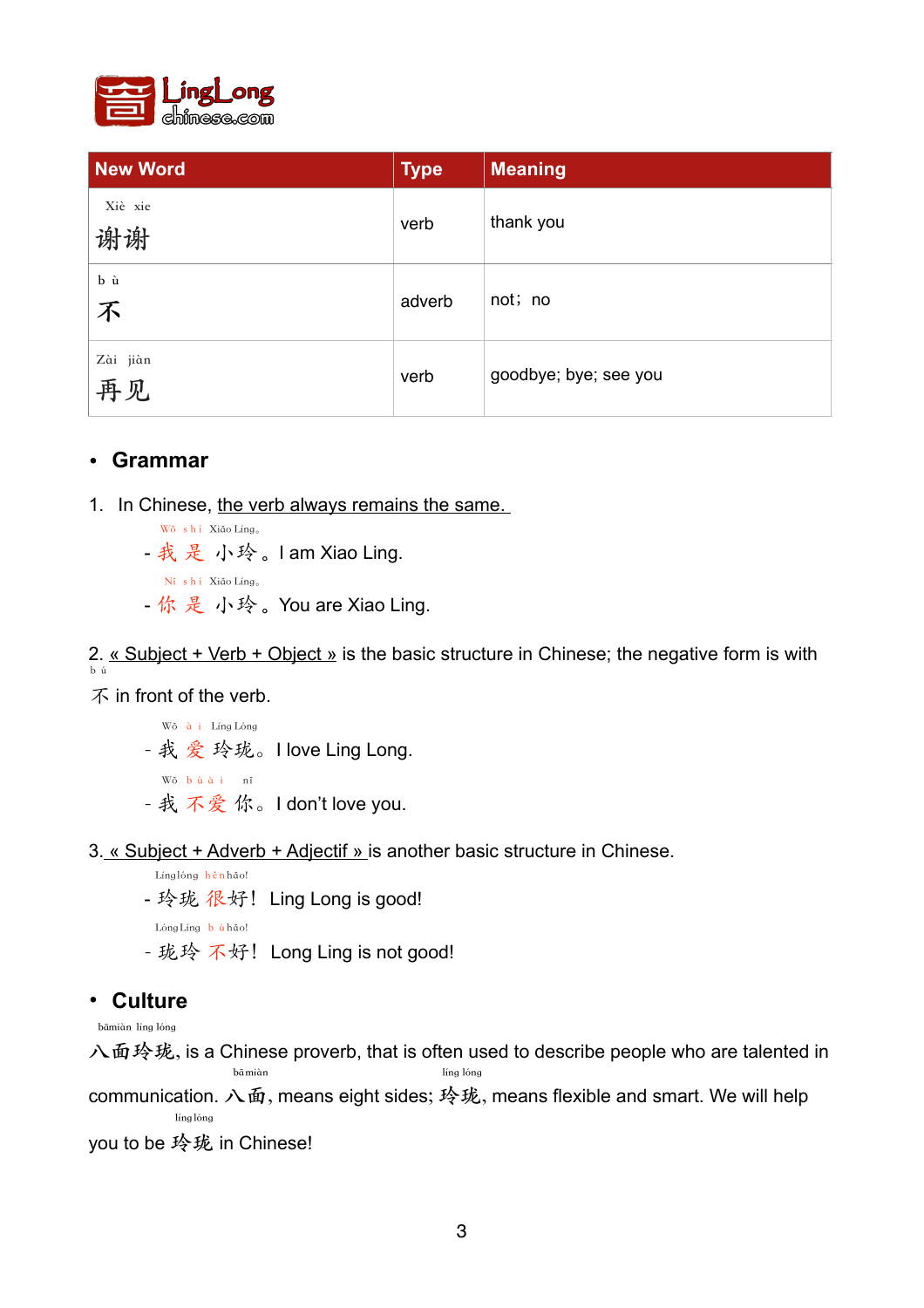| New Word | Type | Meaning |
|---|---|---|
| Xiè xie<br>谢谢 | verb | thank you |
| b ù<br>不 | adverb | not; no |
| Zài jiàn<br>再见 | verb | goodbye; bye; see you |

- **Grammar**

1. In Chinese, the verb always remains the same.

   Wǒ shì Xiǎo Líng。
   - 我 是 小玲。 I am Xiao Ling.

   Nǐ shì Xiǎo Líng。
   - 你 是 小玲。 You are Xiao Ling.

2. « Subject + Verb + Object » is the basic structure in Chinese; the negative form is with bù 不 in front of the verb.

   Wǒ ài Líng Lóng
   - 我 爱 玲珑。 I love Ling Long.

   Wǒ bù ài nǐ
   - 我 不爱 你。 I don't love you.

3. « Subject + Adverb + Adjectif » is another basic structure in Chinese.

   Línglóng hěn hǎo!
   - 玲珑 很好！ Ling Long is good!

   Lóng Líng bù hǎo!
   - 珑玲 不好！ Long Ling is not good!

- **Culture**

bāmiàn líng lóng 八面玲珑, is a Chinese proverb, that is often used to describe people who are talented in communication. bāmiàn 八面, means eight sides; líng lóng 玲珑, means flexible and smart. We will help you to be líng lóng 玲珑 in Chinese!